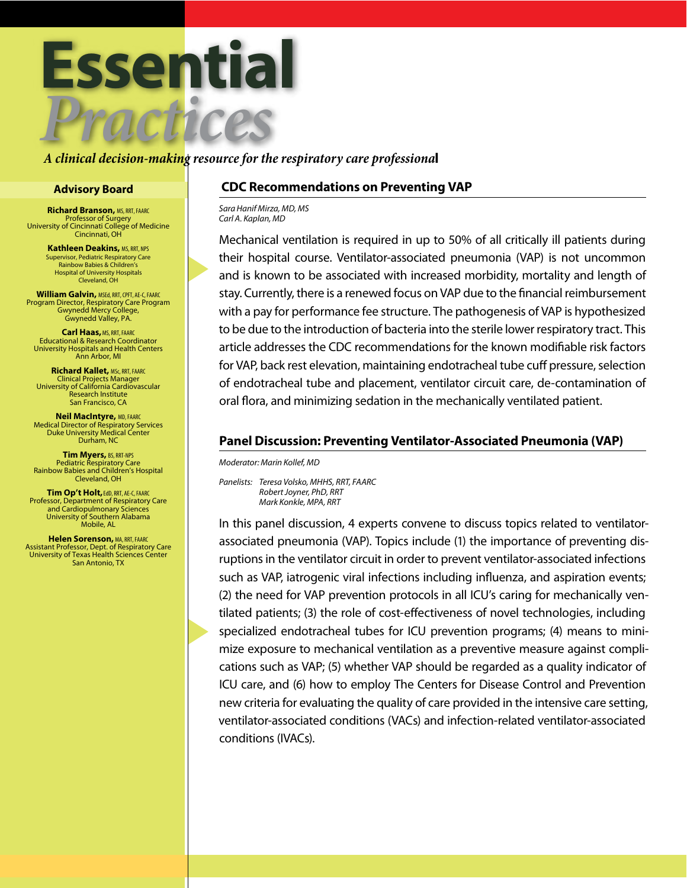# Essential *Practices*

*A clinical decision-making resource for the respiratory care professional*

## Advisory Board

**Richard Branson,** MS, RRT, FAARC
Professor of Surgery
University of Cincinnati College of Medicine
Cincinnati, OH

**Kathleen Deakins,** MS, RRT, NPS
Supervisor, Pediatric Respiratory Care
Rainbow Babies & Children's
Hospital of University Hospitals
Cleveland, OH

**William Galvin,** MSEd, RRT, CPFT, AE-C, FAARC
Program Director, Respiratory Care Program
Gwynedd Mercy College,
Gwynedd Valley, PA.

**Carl Haas,** MS, RRT, FAARC
Educational & Research Coordinator
University Hospitals and Health Centers
Ann Arbor, MI

**Richard Kallet,** MSc, RRT, FAARC
Clinical Projects Manager
University of California Cardiovascular
Research Institute
San Francisco, CA

**Neil MacIntyre,** MD, FAARC
Medical Director of Respiratory Services
Duke University Medical Center
Durham, NC

**Tim Myers,** BS, RRT-NPS
Pediatric Respiratory Care
Rainbow Babies and Children's Hospital
Cleveland, OH

**Tim Op't Holt,** EdD, RRT, AE-C, FAARC
Professor, Department of Respiratory Care
and Cardiopulmonary Sciences
University of Southern Alabama
Mobile, AL

**Helen Sorenson,** MA, RRT, FAARC
Assistant Professor, Dept. of Respiratory Care
University of Texas Health Sciences Center
San Antonio, TX

## CDC Recommendations on Preventing VAP

*Sara Hanif Mirza, MD, MS*
*Carl A. Kaplan, MD*

Mechanical ventilation is required in up to 50% of all critically ill patients during their hospital course. Ventilator-associated pneumonia (VAP) is not uncommon and is known to be associated with increased morbidity, mortality and length of stay. Currently, there is a renewed focus on VAP due to the financial reimbursement with a pay for performance fee structure. The pathogenesis of VAP is hypothesized to be due to the introduction of bacteria into the sterile lower respiratory tract. This article addresses the CDC recommendations for the known modifiable risk factors for VAP, back rest elevation, maintaining endotracheal tube cuff pressure, selection of endotracheal tube and placement, ventilator circuit care, de-contamination of oral flora, and minimizing sedation in the mechanically ventilated patient.

## Panel Discussion: Preventing Ventilator-Associated Pneumonia (VAP)

*Moderator: Marin Kollef, MD*

*Panelists: Teresa Volsko, MHHS, RRT, FAARC*
*Robert Joyner, PhD, RRT*
*Mark Konkle, MPA, RRT*

In this panel discussion, 4 experts convene to discuss topics related to ventilator-associated pneumonia (VAP). Topics include (1) the importance of preventing disruptions in the ventilator circuit in order to prevent ventilator-associated infections such as VAP, iatrogenic viral infections including influenza, and aspiration events; (2) the need for VAP prevention protocols in all ICU's caring for mechanically ventilated patients; (3) the role of cost-effectiveness of novel technologies, including specialized endotracheal tubes for ICU prevention programs; (4) means to minimize exposure to mechanical ventilation as a preventive measure against complications such as VAP; (5) whether VAP should be regarded as a quality indicator of ICU care, and (6) how to employ The Centers for Disease Control and Prevention new criteria for evaluating the quality of care provided in the intensive care setting, ventilator-associated conditions (VACs) and infection-related ventilator-associated conditions (IVACs).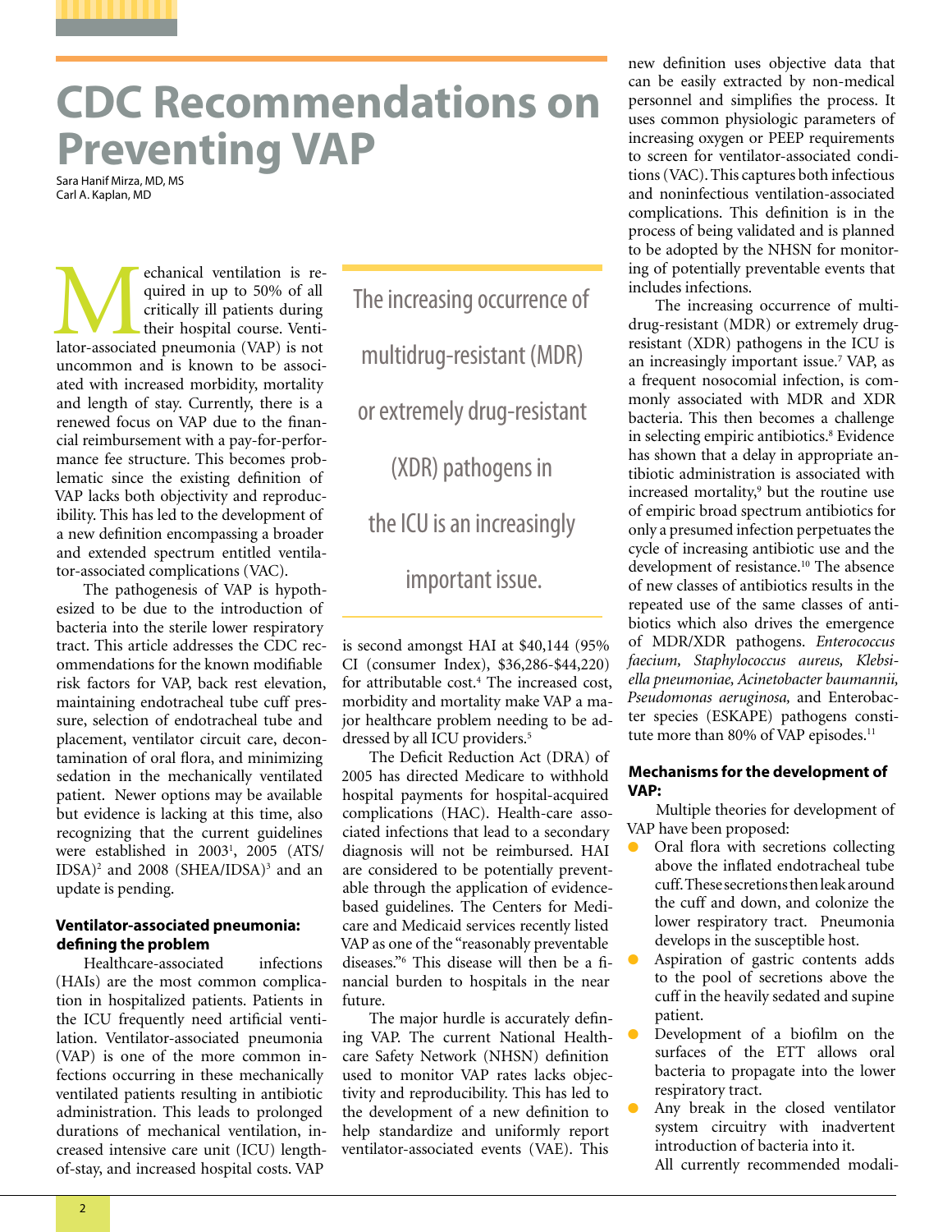# CDC Recommendations on Preventing VAP

Sara Hanif Mirza, MD, MS
Carl A. Kaplan, MD

Mechanical ventilation is required in up to 50% of all critically ill patients during their hospital course. Ventilator-associated pneumonia (VAP) is not uncommon and is known to be associated with increased morbidity, mortality and length of stay. Currently, there is a renewed focus on VAP due to the financial reimbursement with a pay-for-performance fee structure. This becomes problematic since the existing definition of VAP lacks both objectivity and reproducibility. This has led to the development of a new definition encompassing a broader and extended spectrum entitled ventilator-associated complications (VAC).

The pathogenesis of VAP is hypothesized to be due to the introduction of bacteria into the sterile lower respiratory tract. This article addresses the CDC recommendations for the known modifiable risk factors for VAP, back rest elevation, maintaining endotracheal tube cuff pressure, selection of endotracheal tube and placement, ventilator circuit care, decontamination of oral flora, and minimizing sedation in the mechanically ventilated patient. Newer options may be available but evidence is lacking at this time, also recognizing that the current guidelines were established in 2003[1], 2005 (ATS/IDSA)[2] and 2008 (SHEA/IDSA)[3] and an update is pending.

## Ventilator-associated pneumonia: defining the problem

Healthcare-associated infections (HAIs) are the most common complication in hospitalized patients. Patients in the ICU frequently need artificial ventilation. Ventilator-associated pneumonia (VAP) is one of the more common infections occurring in these mechanically ventilated patients resulting in antibiotic administration. This leads to prolonged durations of mechanical ventilation, increased intensive care unit (ICU) length-of-stay, and increased hospital costs. VAP is second amongst HAI at $40,144 (95% CI (consumer Index), $36,286-$44,220) for attributable cost.[4] The increased cost, morbidity and mortality make VAP a major healthcare problem needing to be addressed by all ICU providers.[5]

The Deficit Reduction Act (DRA) of 2005 has directed Medicare to withhold hospital payments for hospital-acquired complications (HAC). Health-care associated infections that lead to a secondary diagnosis will not be reimbursed. HAI are considered to be potentially preventable through the application of evidence-based guidelines. The Centers for Medicare and Medicaid services recently listed VAP as one of the "reasonably preventable diseases."[6] This disease will then be a financial burden to hospitals in the near future.

The major hurdle is accurately defining VAP. The current National Healthcare Safety Network (NHSN) definition used to monitor VAP rates lacks objectivity and reproducibility. This has led to the development of a new definition to help standardize and uniformly report ventilator-associated events (VAE). This new definition uses objective data that can be easily extracted by non-medical personnel and simplifies the process. It uses common physiologic parameters of increasing oxygen or PEEP requirements to screen for ventilator-associated conditions (VAC). This captures both infectious and noninfectious ventilation-associated complications. This definition is in the process of being validated and is planned to be adopted by the NHSN for monitoring of potentially preventable events that includes infections.

> The increasing occurrence of multidrug-resistant (MDR) or extremely drug-resistant (XDR) pathogens in the ICU is an increasingly important issue.

The increasing occurrence of multidrug-resistant (MDR) or extremely drug-resistant (XDR) pathogens in the ICU is an increasingly important issue.[7] VAP, as a frequent nosocomial infection, is commonly associated with MDR and XDR bacteria. This then becomes a challenge in selecting empiric antibiotics.[8] Evidence has shown that a delay in appropriate antibiotic administration is associated with increased mortality,[9] but the routine use of empiric broad spectrum antibiotics for only a presumed infection perpetuates the cycle of increasing antibiotic use and the development of resistance.[10] The absence of new classes of antibiotics results in the repeated use of the same classes of antibiotics which also drives the emergence of MDR/XDR pathogens. *Enterococcus faecium, Staphylococcus aureus, Klebsiella pneumoniae, Acinetobacter baumannii, Pseudomonas aeruginosa,* and Enterobacter species (ESKAPE) pathogens constitute more than 80% of VAP episodes.[11]

## Mechanisms for the development of VAP:

Multiple theories for development of VAP have been proposed:

- Oral flora with secretions collecting above the inflated endotracheal tube cuff. These secretions then leak around the cuff and down, and colonize the lower respiratory tract. Pneumonia develops in the susceptible host.
- Aspiration of gastric contents adds to the pool of secretions above the cuff in the heavily sedated and supine patient.
- Development of a biofilm on the surfaces of the ETT allows oral bacteria to propagate into the lower respiratory tract.
- Any break in the closed ventilator system circuitry with inadvertent introduction of bacteria into it.

All currently recommended modali-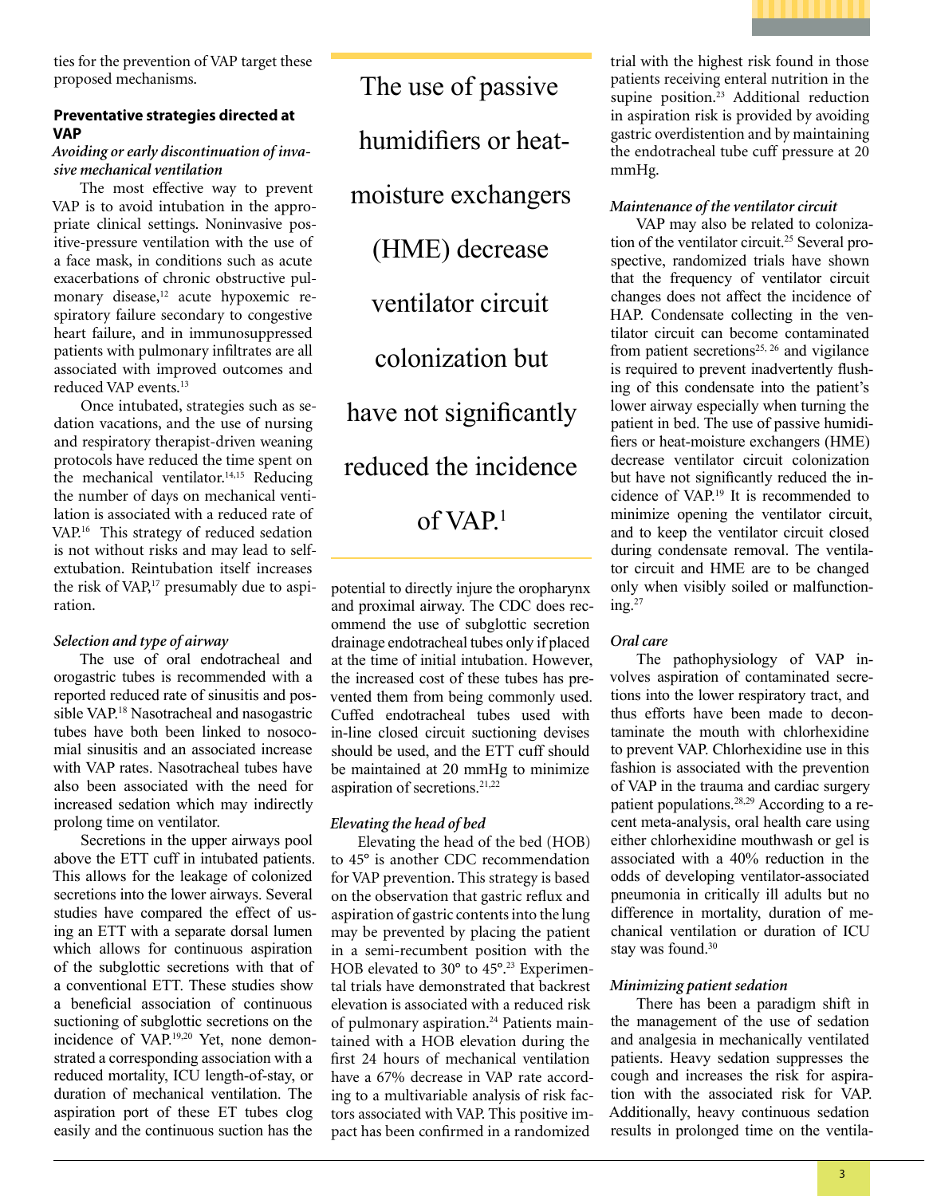ties for the prevention of VAP target these proposed mechanisms.

**Preventative strategies directed at VAP**

*Avoiding or early discontinuation of invasive mechanical ventilation*

The most effective way to prevent VAP is to avoid intubation in the appropriate clinical settings. Noninvasive positive-pressure ventilation with the use of a face mask, in conditions such as acute exacerbations of chronic obstructive pulmonary disease,[12] acute hypoxemic respiratory failure secondary to congestive heart failure, and in immunosuppressed patients with pulmonary infiltrates are all associated with improved outcomes and reduced VAP events.[13]

Once intubated, strategies such as sedation vacations, and the use of nursing and respiratory therapist-driven weaning protocols have reduced the time spent on the mechanical ventilator.[14,15] Reducing the number of days on mechanical ventilation is associated with a reduced rate of VAP.[16] This strategy of reduced sedation is not without risks and may lead to self-extubation. Reintubation itself increases the risk of VAP,[17] presumably due to aspiration.

*Selection and type of airway*

The use of oral endotracheal and orogastric tubes is recommended with a reported reduced rate of sinusitis and possible VAP.[18] Nasotracheal and nasogastric tubes have both been linked to nosocomial sinusitis and an associated increase with VAP rates. Nasotracheal tubes have also been associated with the need for increased sedation which may indirectly prolong time on ventilator.

Secretions in the upper airways pool above the ETT cuff in intubated patients. This allows for the leakage of colonized secretions into the lower airways. Several studies have compared the effect of using an ETT with a separate dorsal lumen which allows for continuous aspiration of the subglottic secretions with that of a conventional ETT. These studies show a beneficial association of continuous suctioning of subglottic secretions on the incidence of VAP.[19,20] Yet, none demonstrated a corresponding association with a reduced mortality, ICU length-of-stay, or duration of mechanical ventilation. The aspiration port of these ET tubes clog easily and the continuous suction has the potential to directly injure the oropharynx and proximal airway. The CDC does recommend the use of subglottic secretion drainage endotracheal tubes only if placed at the time of initial intubation. However, the increased cost of these tubes has prevented them from being commonly used. Cuffed endotracheal tubes used with in-line closed circuit suctioning devises should be used, and the ETT cuff should be maintained at 20 mmHg to minimize aspiration of secretions.[21,22]

> The use of passive humidifiers or heat-moisture exchangers (HME) decrease ventilator circuit colonization but have not significantly reduced the incidence of VAP.[1]

*Elevating the head of bed*

Elevating the head of the bed (HOB) to 45° is another CDC recommendation for VAP prevention. This strategy is based on the observation that gastric reflux and aspiration of gastric contents into the lung may be prevented by placing the patient in a semi-recumbent position with the HOB elevated to 30° to 45°.[23] Experimental trials have demonstrated that backrest elevation is associated with a reduced risk of pulmonary aspiration.[24] Patients maintained with a HOB elevation during the first 24 hours of mechanical ventilation have a 67% decrease in VAP rate according to a multivariable analysis of risk factors associated with VAP. This positive impact has been confirmed in a randomized trial with the highest risk found in those patients receiving enteral nutrition in the supine position.[23] Additional reduction in aspiration risk is provided by avoiding gastric overdistention and by maintaining the endotracheal tube cuff pressure at 20 mmHg.

*Maintenance of the ventilator circuit*

VAP may also be related to colonization of the ventilator circuit.[25] Several prospective, randomized trials have shown that the frequency of ventilator circuit changes does not affect the incidence of HAP. Condensate collecting in the ventilator circuit can become contaminated from patient secretions[25, 26] and vigilance is required to prevent inadvertently flushing of this condensate into the patient's lower airway especially when turning the patient in bed. The use of passive humidifiers or heat-moisture exchangers (HME) decrease ventilator circuit colonization but have not significantly reduced the incidence of VAP.[19] It is recommended to minimize opening the ventilator circuit, and to keep the ventilator circuit closed during condensate removal. The ventilator circuit and HME are to be changed only when visibly soiled or malfunctioning.[27]

*Oral care*

The pathophysiology of VAP involves aspiration of contaminated secretions into the lower respiratory tract, and thus efforts have been made to decontaminate the mouth with chlorhexidine to prevent VAP. Chlorhexidine use in this fashion is associated with the prevention of VAP in the trauma and cardiac surgery patient populations.[28,29] According to a recent meta-analysis, oral health care using either chlorhexidine mouthwash or gel is associated with a 40% reduction in the odds of developing ventilator-associated pneumonia in critically ill adults but no difference in mortality, duration of mechanical ventilation or duration of ICU stay was found.[30]

*Minimizing patient sedation*

There has been a paradigm shift in the management of the use of sedation and analgesia in mechanically ventilated patients. Heavy sedation suppresses the cough and increases the risk for aspiration with the associated risk for VAP. Additionally, heavy continuous sedation results in prolonged time on the ventila-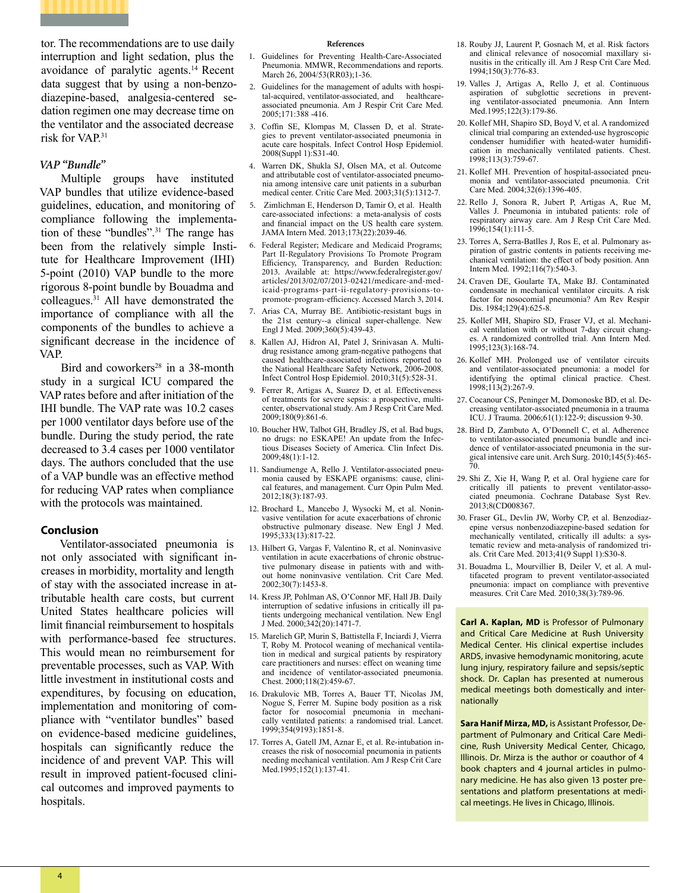tor. The recommendations are to use daily interruption and light sedation, plus the avoidance of paralytic agents.[14] Recent data suggest that by using a non-benzodiazepine-based, analgesia-centered sedation regimen one may decrease time on the ventilator and the associated decrease risk for VAP.[31]

### *VAP "Bundle"*

Multiple groups have instituted VAP bundles that utilize evidence-based guidelines, education, and monitoring of compliance following the implementation of these "bundles".[31] The range has been from the relatively simple Institute for Healthcare Improvement (IHI) 5-point (2010) VAP bundle to the more rigorous 8-point bundle by Bouadma and colleagues.[31] All have demonstrated the importance of compliance with all the components of the bundles to achieve a significant decrease in the incidence of VAP.

Bird and coworkers[28] in a 38-month study in a surgical ICU compared the VAP rates before and after initiation of the IHI bundle. The VAP rate was 10.2 cases per 1000 ventilator days before use of the bundle. During the study period, the rate decreased to 3.4 cases per 1000 ventilator days. The authors concluded that the use of a VAP bundle was an effective method for reducing VAP rates when compliance with the protocols was maintained.

## Conclusion

Ventilator-associated pneumonia is not only associated with significant increases in morbidity, mortality and length of stay with the associated increase in attributable health care costs, but current United States healthcare policies will limit financial reimbursement to hospitals with performance-based fee structures. This would mean no reimbursement for preventable processes, such as VAP. With little investment in institutional costs and expenditures, by focusing on education, implementation and monitoring of compliance with "ventilator bundles" based on evidence-based medicine guidelines, hospitals can significantly reduce the incidence of and prevent VAP. This will result in improved patient-focused clinical outcomes and improved payments to hospitals.

### References

1. Guidelines for Preventing Health-Care-Associated Pneumonia. MMWR, Recommendations and reports. March 26, 2004/53(RR03);1-36.
2. Guidelines for the management of adults with hospital-acquired, ventilator-associated, and healthcare-associated pneumonia. Am J Respir Crit Care Med. 2005;171:388 -416.
3. Coffin SE, Klompas M, Classen D, et al. Strategies to prevent ventilator-associated pneumonia in acute care hospitals. Infect Control Hosp Epidemiol. 2008(Suppl 1):S31-40.
4. Warren DK, Shukla SJ, Olsen MA, et al. Outcome and attributable cost of ventilator-associated pneumonia among intensive care unit patients in a suburban medical center. Critic Care Med. 2003;31(5):1312-7.
5. Zimlichman E, Henderson D, Tamir O, et al. Health care-associated infections: a meta-analysis of costs and financial impact on the US health care system. JAMA Intern Med. 2013;173(22):2039-46.
6. Federal Register; Medicare and Medicaid Programs; Part II-Regulatory Provisions To Promote Program Efficiency, Transparency, and Burden Reduction: 2013. Available at: https://www.federalregister.gov/articles/2013/02/07/2013-02421/medicare-and-medicaid-programs-part-ii-regulatory-provisions-to-promote-program-efficiency. Accessed March 3, 2014.
7. Arias CA, Murray BE. Antibiotic-resistant bugs in the 21st century--a clinical super-challenge. New Engl J Med. 2009;360(5):439-43.
8. Kallen AJ, Hidron AI, Patel J, Srinivasan A. Multidrug resistance among gram-negative pathogens that caused healthcare-associated infections reported to the National Healthcare Safety Network, 2006-2008. Infect Control Hosp Epidemiol. 2010;31(5):528-31.
9. Ferrer R, Artigas A, Suarez D, et al. Effectiveness of treatments for severe sepsis: a prospective, multicenter, observational study. Am J Resp Crit Care Med. 2009;180(9):861-6.
10. Boucher HW, Talbot GH, Bradley JS, et al. Bad bugs, no drugs: no ESKAPE! An update from the Infectious Diseases Society of America. Clin Infect Dis. 2009;48(1):1-12.
11. Sandiumenge A, Rello J. Ventilator-associated pneumonia caused by ESKAPE organisms: cause, clinical features, and management. Curr Opin Pulm Med. 2012;18(3):187-93.
12. Brochard L, Mancebo J, Wysocki M, et al. Noninvasive ventilation for acute exacerbations of chronic obstructive pulmonary disease. New Engl J Med. 1995;333(13):817-22.
13. Hilbert G, Vargas F, Valentino R, et al. Noninvasive ventilation in acute exacerbations of chronic obstructive pulmonary disease in patients with and without home noninvasive ventilation. Crit Care Med. 2002;30(7):1453-8.
14. Kress JP, Pohlman AS, O'Connor MF, Hall JB. Daily interruption of sedative infusions in critically ill patients undergoing mechanical ventilation. New Engl J Med. 2000;342(20):1471-7.
15. Marelich GP, Murin S, Battistella F, Inciardi J, Vierra T, Roby M. Protocol weaning of mechanical ventilation in medical and surgical patients by respiratory care practitioners and nurses: effect on weaning time and incidence of ventilator-associated pneumonia. Chest. 2000;118(2):459-67.
16. Drakulovic MB, Torres A, Bauer TT, Nicolas JM, Nogue S, Ferrer M. Supine body position as a risk factor for nosocomial pneumonia in mechanically ventilated patients: a randomised trial. Lancet. 1999;354(9193):1851-8.
17. Torres A, Gatell JM, Aznar E, et al. Re-intubation increases the risk of nosocomial pneumonia in patients needing mechanical ventilation. Am J Resp Crit Care Med.1995;152(1):137-41.
18. Rouby JJ, Laurent P, Gosnach M, et al. Risk factors and clinical relevance of nosocomial maxillary sinusitis in the critically ill. Am J Resp Crit Care Med. 1994;150(3):776-83.
19. Valles J, Artigas A, Rello J, et al. Continuous aspiration of subglottic secretions in preventing ventilator-associated pneumonia. Ann Intern Med.1995;122(3):179-86.
20. Kollef MH, Shapiro SD, Boyd V, et al. A randomized clinical trial comparing an extended-use hygroscopic condenser humidifier with heated-water humidification in mechanically ventilated patients. Chest. 1998;113(3):759-67.
21. Kollef MH. Prevention of hospital-associated pneumonia and ventilator-associated pneumonia. Crit Care Med. 2004;32(6):1396-405.
22. Rello J, Sonora R, Jubert P, Artigas A, Rue M, Valles J. Pneumonia in intubated patients: role of respiratory airway care. Am J Resp Crit Care Med. 1996;154(1):111-5.
23. Torres A, Serra-Batlles J, Ros E, et al. Pulmonary aspiration of gastric contents in patients receiving mechanical ventilation: the effect of body position. Ann Intern Med. 1992;116(7):540-3.
24. Craven DE, Goularte TA, Make BJ. Contaminated condensate in mechanical ventilator circuits. A risk factor for nosocomial pneumonia? Am Rev Respir Dis. 1984;129(4):625-8.
25. Kollef MH, Shapiro SD, Fraser VJ, et al. Mechanical ventilation with or without 7-day circuit changes. A randomized controlled trial. Ann Intern Med. 1995;123(3):168-74.
26. Kollef MH. Prolonged use of ventilator circuits and ventilator-associated pneumonia: a model for identifying the optimal clinical practice. Chest. 1998;113(2):267-9.
27. Cocanour CS, Peninger M, Domonoske BD, et al. Decreasing ventilator-associated pneumonia in a trauma ICU. J Trauma. 2006;61(1):122-9; discussion 9-30.
28. Bird D, Zambuto A, O'Donnell C, et al. Adherence to ventilator-associated pneumonia bundle and incidence of ventilator-associated pneumonia in the surgical intensive care unit. Arch Surg. 2010;145(5):465-70.
29. Shi Z, Xie H, Wang P, et al. Oral hygiene care for critically ill patients to prevent ventilator-associated pneumonia. Cochrane Database Syst Rev. 2013;8(CD008367.
30. Fraser GL, Devlin JW, Worby CP, et al. Benzodiazepine versus nonbenzodiazepine-based sedation for mechanically ventilated, critically ill adults: a systematic review and meta-analysis of randomized trials. Crit Care Med. 2013;41(9 Suppl 1):S30-8.
31. Bouadma L, Mourvillier B, Deiler V, et al. A multifaceted program to prevent ventilator-associated pneumonia: impact on compliance with preventive measures. Crit Care Med. 2010;38(3):789-96.

**Carl A. Kaplan, MD** is Professor of Pulmonary and Critical Care Medicine at Rush University Medical Center. His clinical expertise includes ARDS, invasive hemodynamic monitoring, acute lung injury, respiratory failure and sepsis/septic shock. Dr. Caplan has presented at numerous medical meetings both domestically and internationally

**Sara Hanif Mirza, MD,** is Assistant Professor, Department of Pulmonary and Critical Care Medicine, Rush University Medical Center, Chicago, Illinois. Dr. Mirza is the author or coauthor of 4 book chapters and 4 journal articles in pulmonary medicine. He has also given 13 poster presentations and platform presentations at medical meetings. He lives in Chicago, Illinois.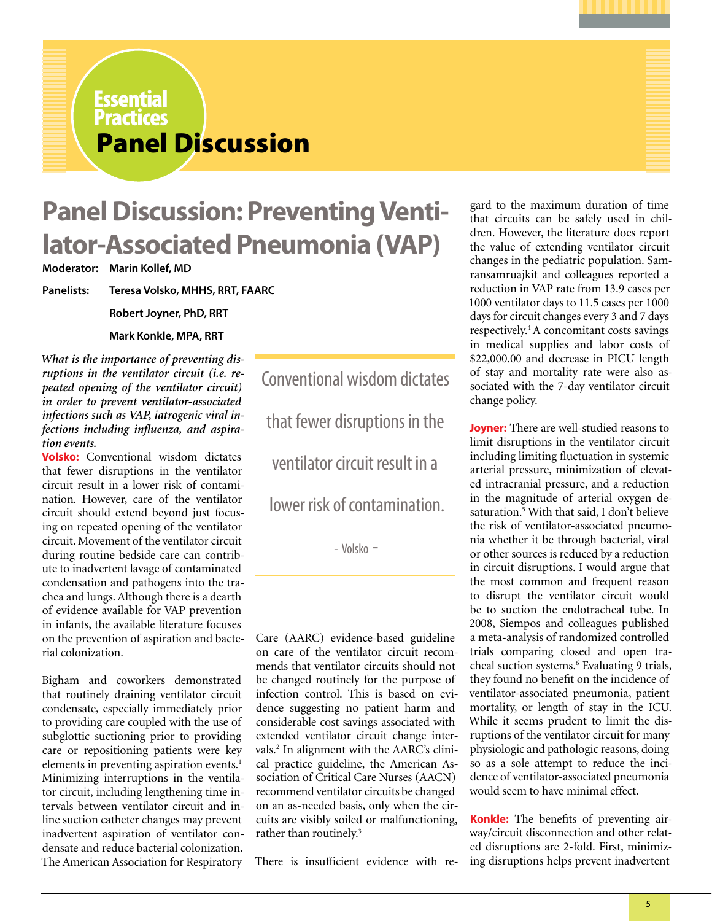Essential Practices

# Panel Discussion

## Panel Discussion: Preventing Ventilator-Associated Pneumonia (VAP)

**Moderator:** Marin Kollef, MD

**Panelists:** Teresa Volsko, MHHS, RRT, FAARC

Robert Joyner, PhD, RRT

Mark Konkle, MPA, RRT

***What is the importance of preventing disruptions in the ventilator circuit (i.e. repeated opening of the ventilator circuit) in order to prevent ventilator-associated infections such as VAP, iatrogenic viral infections including influenza, and aspiration events.***

**Volsko:** Conventional wisdom dictates that fewer disruptions in the ventilator circuit result in a lower risk of contamination. However, care of the ventilator circuit should extend beyond just focusing on repeated opening of the ventilator circuit. Movement of the ventilator circuit during routine bedside care can contribute to inadvertent lavage of contaminated condensation and pathogens into the trachea and lungs. Although there is a dearth of evidence available for VAP prevention in infants, the available literature focuses on the prevention of aspiration and bacterial colonization.

Bigham and coworkers demonstrated that routinely draining ventilator circuit condensate, especially immediately prior to providing care coupled with the use of subglottic suctioning prior to providing care or repositioning patients were key elements in preventing aspiration events.[1] Minimizing interruptions in the ventilator circuit, including lengthening time intervals between ventilator circuit and inline suction catheter changes may prevent inadvertent aspiration of ventilator condensate and reduce bacterial colonization. The American Association for Respiratory Care (AARC) evidence-based guideline on care of the ventilator circuit recommends that ventilator circuits should not be changed routinely for the purpose of infection control. This is based on evidence suggesting no patient harm and considerable cost savings associated with extended ventilator circuit change intervals.[2] In alignment with the AARC's clinical practice guideline, the American Association of Critical Care Nurses (AACN) recommend ventilator circuits be changed on an as-needed basis, only when the circuits are visibly soiled or malfunctioning, rather than routinely.[3]

> Conventional wisdom dictates that fewer disruptions in the ventilator circuit result in a lower risk of contamination.
>
> - Volsko -

There is insufficient evidence with regard to the maximum duration of time that circuits can be safely used in children. However, the literature does report the value of extending ventilator circuit changes in the pediatric population. Samransamruajkit and colleagues reported a reduction in VAP rate from 13.9 cases per 1000 ventilator days to 11.5 cases per 1000 days for circuit changes every 3 and 7 days respectively.[4] A concomitant costs savings in medical supplies and labor costs of $22,000.00 and decrease in PICU length of stay and mortality rate were also associated with the 7-day ventilator circuit change policy.

**Joyner:** There are well-studied reasons to limit disruptions in the ventilator circuit including limiting fluctuation in systemic arterial pressure, minimization of elevated intracranial pressure, and a reduction in the magnitude of arterial oxygen desaturation.[5] With that said, I don't believe the risk of ventilator-associated pneumonia whether it be through bacterial, viral or other sources is reduced by a reduction in circuit disruptions. I would argue that the most common and frequent reason to disrupt the ventilator circuit would be to suction the endotracheal tube. In 2008, Siempos and colleagues published a meta-analysis of randomized controlled trials comparing closed and open tracheal suction systems.[6] Evaluating 9 trials, they found no benefit on the incidence of ventilator-associated pneumonia, patient mortality, or length of stay in the ICU. While it seems prudent to limit the disruptions of the ventilator circuit for many physiologic and pathologic reasons, doing so as a sole attempt to reduce the incidence of ventilator-associated pneumonia would seem to have minimal effect.

**Konkle:** The benefits of preventing airway/circuit disconnection and other related disruptions are 2-fold. First, minimizing disruptions helps prevent inadvertent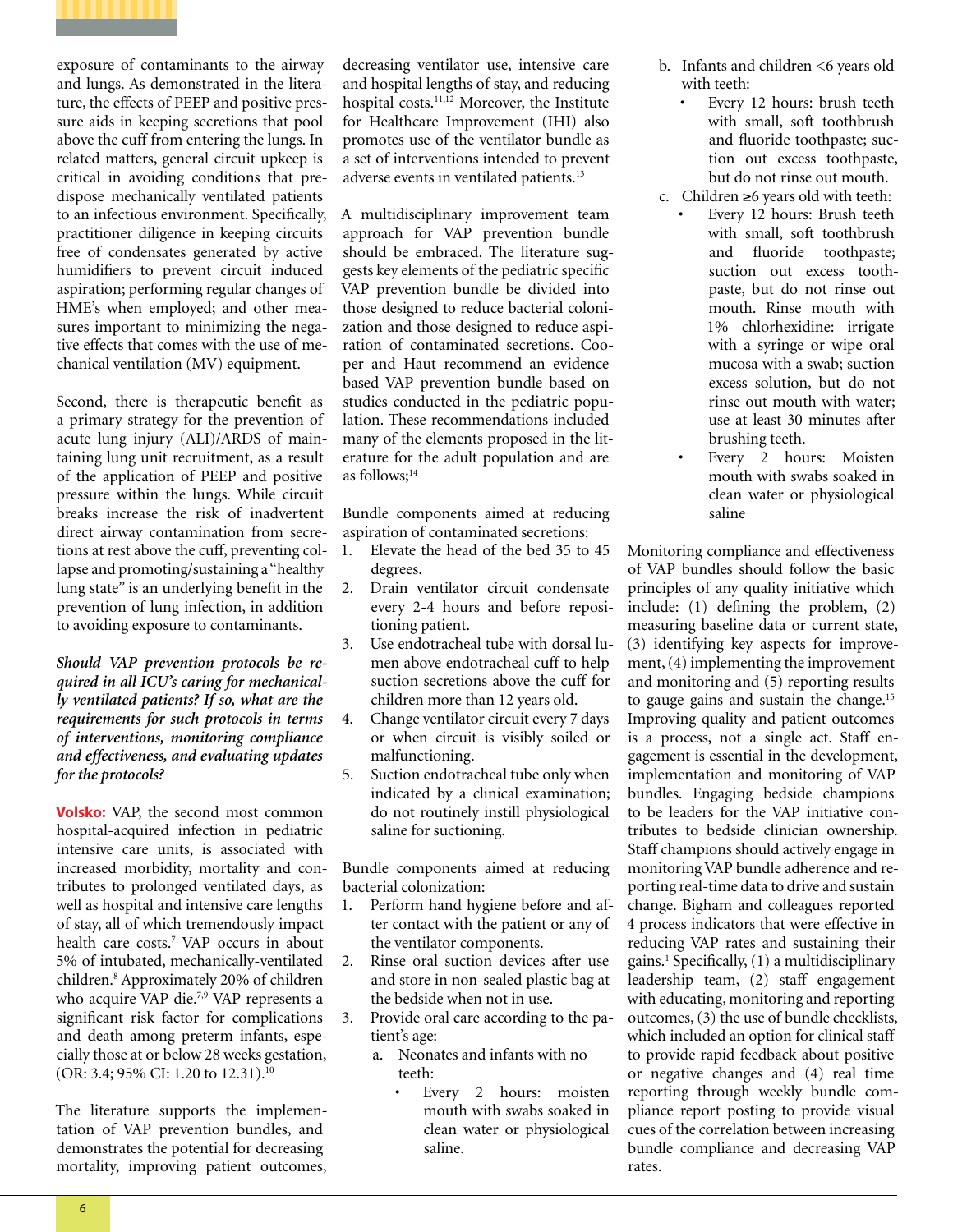exposure of contaminants to the airway and lungs. As demonstrated in the literature, the effects of PEEP and positive pressure aids in keeping secretions that pool above the cuff from entering the lungs. In related matters, general circuit upkeep is critical in avoiding conditions that predispose mechanically ventilated patients to an infectious environment. Specifically, practitioner diligence in keeping circuits free of condensates generated by active humidifiers to prevent circuit induced aspiration; performing regular changes of HME's when employed; and other measures important to minimizing the negative effects that comes with the use of mechanical ventilation (MV) equipment.

Second, there is therapeutic benefit as a primary strategy for the prevention of acute lung injury (ALI)/ARDS of maintaining lung unit recruitment, as a result of the application of PEEP and positive pressure within the lungs. While circuit breaks increase the risk of inadvertent direct airway contamination from secretions at rest above the cuff, preventing collapse and promoting/sustaining a "healthy lung state" is an underlying benefit in the prevention of lung infection, in addition to avoiding exposure to contaminants.

***Should VAP prevention protocols be required in all ICU's caring for mechanically ventilated patients? If so, what are the requirements for such protocols in terms of interventions, monitoring compliance and effectiveness, and evaluating updates for the protocols?***

**Volsko:** VAP, the second most common hospital-acquired infection in pediatric intensive care units, is associated with increased morbidity, mortality and contributes to prolonged ventilated days, as well as hospital and intensive care lengths of stay, all of which tremendously impact health care costs.[7] VAP occurs in about 5% of intubated, mechanically-ventilated children.[8] Approximately 20% of children who acquire VAP die.[7,9] VAP represents a significant risk factor for complications and death among preterm infants, especially those at or below 28 weeks gestation, (OR: 3.4; 95% CI: 1.20 to 12.31).[10]

The literature supports the implementation of VAP prevention bundles, and demonstrates the potential for decreasing mortality, improving patient outcomes, decreasing ventilator use, intensive care and hospital lengths of stay, and reducing hospital costs.[11,12] Moreover, the Institute for Healthcare Improvement (IHI) also promotes use of the ventilator bundle as a set of interventions intended to prevent adverse events in ventilated patients.[13]

A multidisciplinary improvement team approach for VAP prevention bundle should be embraced. The literature suggests key elements of the pediatric specific VAP prevention bundle be divided into those designed to reduce bacterial colonization and those designed to reduce aspiration of contaminated secretions. Cooper and Haut recommend an evidence based VAP prevention bundle based on studies conducted in the pediatric population. These recommendations included many of the elements proposed in the literature for the adult population and are as follows;[14]

Bundle components aimed at reducing aspiration of contaminated secretions:

1. Elevate the head of the bed 35 to 45 degrees.
2. Drain ventilator circuit condensate every 2-4 hours and before repositioning patient.
3. Use endotracheal tube with dorsal lumen above endotracheal cuff to help suction secretions above the cuff for children more than 12 years old.
4. Change ventilator circuit every 7 days or when circuit is visibly soiled or malfunctioning.
5. Suction endotracheal tube only when indicated by a clinical examination; do not routinely instill physiological saline for suctioning.

Bundle components aimed at reducing bacterial colonization:

1. Perform hand hygiene before and after contact with the patient or any of the ventilator components.
2. Rinse oral suction devices after use and store in non-sealed plastic bag at the bedside when not in use.
3. Provide oral care according to the patient's age:
   a. Neonates and infants with no teeth:
      - Every 2 hours: moisten mouth with swabs soaked in clean water or physiological saline.
   b. Infants and children <6 years old with teeth:
      - Every 12 hours: brush teeth with small, soft toothbrush and fluoride toothpaste; suction out excess toothpaste, but do not rinse out mouth.
   c. Children ≥6 years old with teeth:
      - Every 12 hours: Brush teeth with small, soft toothbrush and fluoride toothpaste; suction out excess toothpaste, but do not rinse out mouth. Rinse mouth with 1% chlorhexidine: irrigate with a syringe or wipe oral mucosa with a swab; suction excess solution, but do not rinse out mouth with water; use at least 30 minutes after brushing teeth.
      - Every 2 hours: Moisten mouth with swabs soaked in clean water or physiological saline

Monitoring compliance and effectiveness of VAP bundles should follow the basic principles of any quality initiative which include: (1) defining the problem, (2) measuring baseline data or current state, (3) identifying key aspects for improvement, (4) implementing the improvement and monitoring and (5) reporting results to gauge gains and sustain the change.[15] Improving quality and patient outcomes is a process, not a single act. Staff engagement is essential in the development, implementation and monitoring of VAP bundles. Engaging bedside champions to be leaders for the VAP initiative contributes to bedside clinician ownership. Staff champions should actively engage in monitoring VAP bundle adherence and reporting real-time data to drive and sustain change. Bigham and colleagues reported 4 process indicators that were effective in reducing VAP rates and sustaining their gains.[1] Specifically, (1) a multidisciplinary leadership team, (2) staff engagement with educating, monitoring and reporting outcomes, (3) the use of bundle checklists, which included an option for clinical staff to provide rapid feedback about positive or negative changes and (4) real time reporting through weekly bundle compliance report posting to provide visual cues of the correlation between increasing bundle compliance and decreasing VAP rates.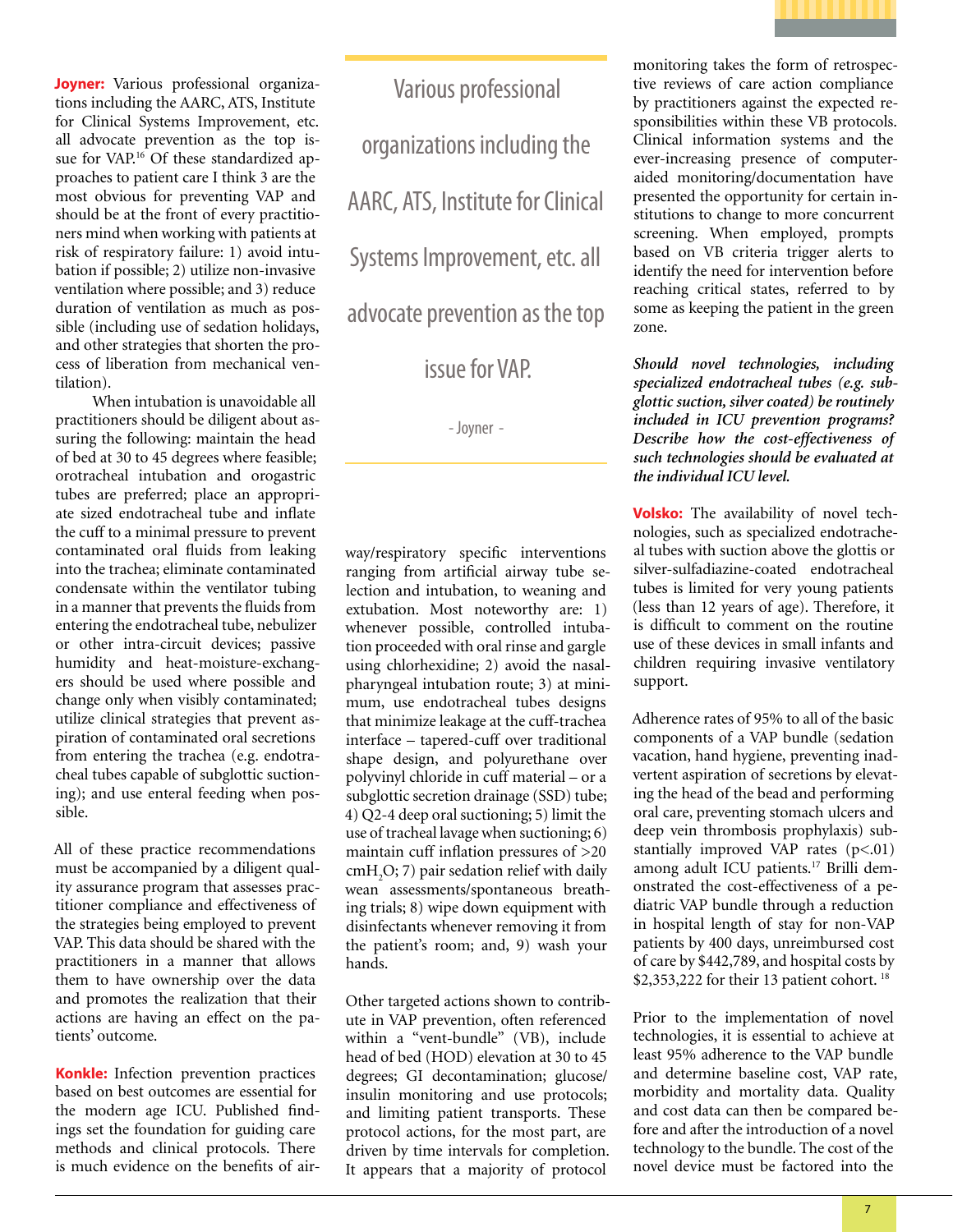**Joyner:** Various professional organizations including the AARC, ATS, Institute for Clinical Systems Improvement, etc. all advocate prevention as the top issue for VAP.[16] Of these standardized approaches to patient care I think 3 are the most obvious for preventing VAP and should be at the front of every practitioners mind when working with patients at risk of respiratory failure: 1) avoid intubation if possible; 2) utilize non-invasive ventilation where possible; and 3) reduce duration of ventilation as much as possible (including use of sedation holidays, and other strategies that shorten the process of liberation from mechanical ventilation).

When intubation is unavoidable all practitioners should be diligent about assuring the following: maintain the head of bed at 30 to 45 degrees where feasible; orotracheal intubation and orogastric tubes are preferred; place an appropriate sized endotracheal tube and inflate the cuff to a minimal pressure to prevent contaminated oral fluids from leaking into the trachea; eliminate contaminated condensate within the ventilator tubing in a manner that prevents the fluids from entering the endotracheal tube, nebulizer or other intra-circuit devices; passive humidity and heat-moisture-exchangers should be used where possible and change only when visibly contaminated; utilize clinical strategies that prevent aspiration of contaminated oral secretions from entering the trachea (e.g. endotracheal tubes capable of subglottic suctioning); and use enteral feeding when possible.

All of these practice recommendations must be accompanied by a diligent quality assurance program that assesses practitioner compliance and effectiveness of the strategies being employed to prevent VAP. This data should be shared with the practitioners in a manner that allows them to have ownership over the data and promotes the realization that their actions are having an effect on the patients' outcome.

> Various professional organizations including the AARC, ATS, Institute for Clinical Systems Improvement, etc. all advocate prevention as the top issue for VAP.
>
> - Joyner -

**Konkle:** Infection prevention practices based on best outcomes are essential for the modern age ICU. Published findings set the foundation for guiding care methods and clinical protocols. There is much evidence on the benefits of airway/respiratory specific interventions ranging from artificial airway tube selection and intubation, to weaning and extubation. Most noteworthy are: 1) whenever possible, controlled intubation proceeded with oral rinse and gargle using chlorhexidine; 2) avoid the nasal-pharyngeal intubation route; 3) at minimum, use endotracheal tubes designs that minimize leakage at the cuff-trachea interface – tapered-cuff over traditional shape design, and polyurethane over polyvinyl chloride in cuff material – or a subglottic secretion drainage (SSD) tube; 4) Q2-4 deep oral suctioning; 5) limit the use of tracheal lavage when suctioning; 6) maintain cuff inflation pressures of >20 $cmH_2O$; 7) pair sedation relief with daily wean assessments/spontaneous breathing trials; 8) wipe down equipment with disinfectants whenever removing it from the patient's room; and, 9) wash your hands.

Other targeted actions shown to contribute in VAP prevention, often referenced within a "vent-bundle" (VB), include head of bed (HOD) elevation at 30 to 45 degrees; GI decontamination; glucose/insulin monitoring and use protocols; and limiting patient transports. These protocol actions, for the most part, are driven by time intervals for completion. It appears that a majority of protocol monitoring takes the form of retrospective reviews of care action compliance by practitioners against the expected responsibilities within these VB protocols. Clinical information systems and the ever-increasing presence of computer-aided monitoring/documentation have presented the opportunity for certain institutions to change to more concurrent screening. When employed, prompts based on VB criteria trigger alerts to identify the need for intervention before reaching critical states, referred to by some as keeping the patient in the green zone.

***Should novel technologies, including specialized endotracheal tubes (e.g. subglottic suction, silver coated) be routinely included in ICU prevention programs? Describe how the cost-effectiveness of such technologies should be evaluated at the individual ICU level.***

**Volsko:** The availability of novel technologies, such as specialized endotracheal tubes with suction above the glottis or silver-sulfadiazine-coated endotracheal tubes is limited for very young patients (less than 12 years of age). Therefore, it is difficult to comment on the routine use of these devices in small infants and children requiring invasive ventilatory support.

Adherence rates of 95% to all of the basic components of a VAP bundle (sedation vacation, hand hygiene, preventing inadvertent aspiration of secretions by elevating the head of the bead and performing oral care, preventing stomach ulcers and deep vein thrombosis prophylaxis) substantially improved VAP rates ($p<.01$) among adult ICU patients.[17] Brilli demonstrated the cost-effectiveness of a pediatric VAP bundle through a reduction in hospital length of stay for non-VAP patients by 400 days, unreimbursed cost of care by $442,789, and hospital costs by $2,353,222 for their 13 patient cohort.[18]

Prior to the implementation of novel technologies, it is essential to achieve at least 95% adherence to the VAP bundle and determine baseline cost, VAP rate, morbidity and mortality data. Quality and cost data can then be compared before and after the introduction of a novel technology to the bundle. The cost of the novel device must be factored into the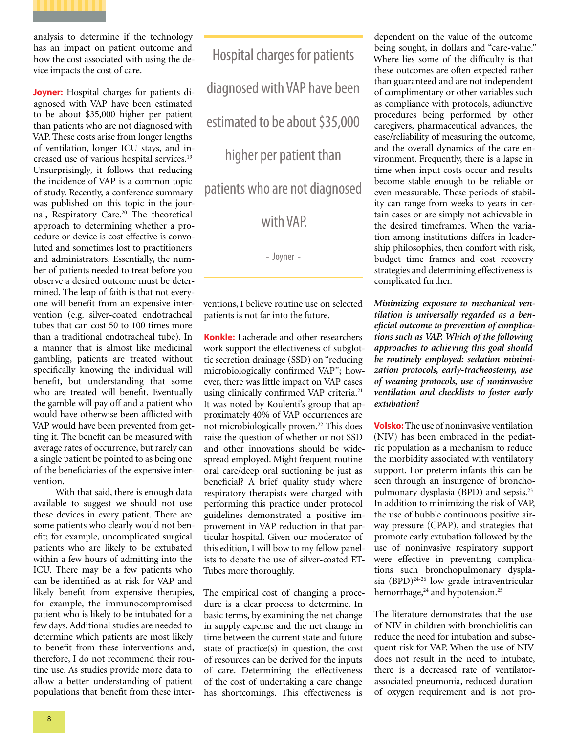analysis to determine if the technology has an impact on patient outcome and how the cost associated with using the device impacts the cost of care.

**Joyner:** Hospital charges for patients diagnosed with VAP have been estimated to be about $35,000 higher per patient than patients who are not diagnosed with VAP. These costs arise from longer lengths of ventilation, longer ICU stays, and increased use of various hospital services.[19] Unsurprisingly, it follows that reducing the incidence of VAP is a common topic of study. Recently, a conference summary was published on this topic in the journal, Respiratory Care.[20] The theoretical approach to determining whether a procedure or device is cost effective is convoluted and sometimes lost to practitioners and administrators. Essentially, the number of patients needed to treat before you observe a desired outcome must be determined. The leap of faith is that not everyone will benefit from an expensive intervention (e.g. silver-coated endotracheal tubes that can cost 50 to 100 times more than a traditional endotracheal tube). In a manner that is almost like medicinal gambling, patients are treated without specifically knowing the individual will benefit, but understanding that some who are treated will benefit. Eventually the gamble will pay off and a patient who would have otherwise been afflicted with VAP would have been prevented from getting it. The benefit can be measured with average rates of occurrence, but rarely can a single patient be pointed to as being one of the beneficiaries of the expensive intervention.

With that said, there is enough data available to suggest we should not use these devices in every patient. There are some patients who clearly would not benefit; for example, uncomplicated surgical patients who are likely to be extubated within a few hours of admitting into the ICU. There may be a few patients who can be identified as at risk for VAP and likely benefit from expensive therapies, for example, the immunocompromised patient who is likely to be intubated for a few days. Additional studies are needed to determine which patients are most likely to benefit from these interventions and, therefore, I do not recommend their routine use. As studies provide more data to allow a better understanding of patient populations that benefit from these interventions, I believe routine use on selected patients is not far into the future.

> Hospital charges for patients diagnosed with VAP have been estimated to be about $35,000 higher per patient than patients who are not diagnosed with VAP.
>
> \- Joyner -

**Konkle:** Lacherade and other researchers work support the effectiveness of subglottic secretion drainage (SSD) on "reducing microbiologically confirmed VAP"; however, there was little impact on VAP cases using clinically confirmed VAP criteria.[21] It was noted by Koulenti's group that approximately 40% of VAP occurrences are not microbiologically proven.[22] This does raise the question of whether or not SSD and other innovations should be widespread employed. Might frequent routine oral care/deep oral suctioning be just as beneficial? A brief quality study where respiratory therapists were charged with performing this practice under protocol guidelines demonstrated a positive improvement in VAP reduction in that particular hospital. Given our moderator of this edition, I will bow to my fellow panelists to debate the use of silver-coated ET-Tubes more thoroughly.

The empirical cost of changing a procedure is a clear process to determine. In basic terms, by examining the net change in supply expense and the net change in time between the current state and future state of practice(s) in question, the cost of resources can be derived for the inputs of care. Determining the effectiveness of the cost of undertaking a care change has shortcomings. This effectiveness is dependent on the value of the outcome being sought, in dollars and "care-value." Where lies some of the difficulty is that these outcomes are often expected rather than guaranteed and are not independent of complimentary or other variables such as compliance with protocols, adjunctive procedures being performed by other caregivers, pharmaceutical advances, the ease/reliability of measuring the outcome, and the overall dynamics of the care environment. Frequently, there is a lapse in time when input costs occur and results become stable enough to be reliable or even measurable. These periods of stability can range from weeks to years in certain cases or are simply not achievable in the desired timeframes. When the variation among institutions differs in leadership philosophies, then comfort with risk, budget time frames and cost recovery strategies and determining effectiveness is complicated further.

***Minimizing exposure to mechanical ventilation is universally regarded as a beneficial outcome to prevention of complications such as VAP. Which of the following approaches to achieving this goal should be routinely employed: sedation minimization protocols, early-tracheostomy, use of weaning protocols, use of noninvasive ventilation and checklists to foster early extubation?***

**Volsko:** The use of noninvasive ventilation (NIV) has been embraced in the pediatric population as a mechanism to reduce the morbidity associated with ventilatory support. For preterm infants this can be seen through an insurgence of bronchopulmonary dysplasia (BPD) and sepsis.[23] In addition to minimizing the risk of VAP, the use of bubble continuous positive airway pressure (CPAP), and strategies that promote early extubation followed by the use of noninvasive respiratory support were effective in preventing complications such bronchopulmonary dysplasia (BPD)[24-26] low grade intraventricular hemorrhage,[24] and hypotension.[25]

The literature demonstrates that the use of NIV in children with bronchiolitis can reduce the need for intubation and subsequent risk for VAP. When the use of NIV does not result in the need to intubate, there is a decreased rate of ventilator-associated pneumonia, reduced duration of oxygen requirement and is not pro-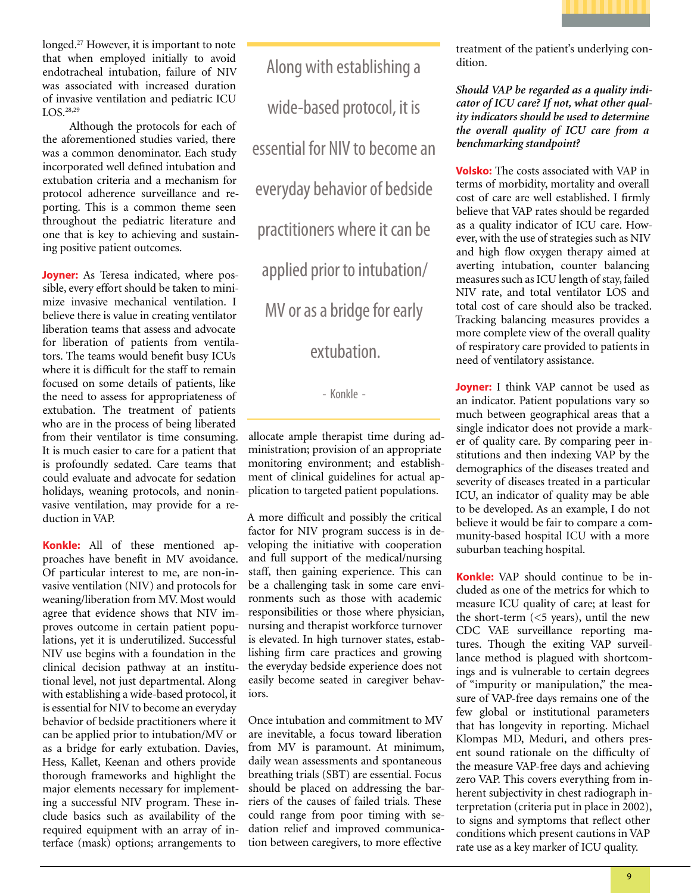longed.[27] However, it is important to note that when employed initially to avoid endotracheal intubation, failure of NIV was associated with increased duration of invasive ventilation and pediatric ICU LOS.[28,29]

Although the protocols for each of the aforementioned studies varied, there was a common denominator. Each study incorporated well defined intubation and extubation criteria and a mechanism for protocol adherence surveillance and reporting. This is a common theme seen throughout the pediatric literature and one that is key to achieving and sustaining positive patient outcomes.

**Joyner:** As Teresa indicated, where possible, every effort should be taken to minimize invasive mechanical ventilation. I believe there is value in creating ventilator liberation teams that assess and advocate for liberation of patients from ventilators. The teams would benefit busy ICUs where it is difficult for the staff to remain focused on some details of patients, like the need to assess for appropriateness of extubation. The treatment of patients who are in the process of being liberated from their ventilator is time consuming. It is much easier to care for a patient that is profoundly sedated. Care teams that could evaluate and advocate for sedation holidays, weaning protocols, and noninvasive ventilation, may provide for a reduction in VAP.

**Konkle:** All of these mentioned approaches have benefit in MV avoidance. Of particular interest to me, are non-invasive ventilation (NIV) and protocols for weaning/liberation from MV. Most would agree that evidence shows that NIV improves outcome in certain patient populations, yet it is underutilized. Successful NIV use begins with a foundation in the clinical decision pathway at an institutional level, not just departmental. Along with establishing a wide-based protocol, it is essential for NIV to become an everyday behavior of bedside practitioners where it can be applied prior to intubation/MV or as a bridge for early extubation. Davies, Hess, Kallet, Keenan and others provide thorough frameworks and highlight the major elements necessary for implementing a successful NIV program. These include basics such as availability of the required equipment with an array of interface (mask) options; arrangements to allocate ample therapist time during administration; provision of an appropriate monitoring environment; and establishment of clinical guidelines for actual application to targeted patient populations.

> Along with establishing a wide-based protocol, it is essential for NIV to become an everyday behavior of bedside practitioners where it can be applied prior to intubation/MV or as a bridge for early extubation.
>
> \- Konkle -

A more difficult and possibly the critical factor for NIV program success is in developing the initiative with cooperation and full support of the medical/nursing staff, then gaining experience. This can be a challenging task in some care environments such as those with academic responsibilities or those where physician, nursing and therapist workforce turnover is elevated. In high turnover states, establishing firm care practices and growing the everyday bedside experience does not easily become seated in caregiver behaviors.

Once intubation and commitment to MV are inevitable, a focus toward liberation from MV is paramount. At minimum, daily wean assessments and spontaneous breathing trials (SBT) are essential. Focus should be placed on addressing the barriers of the causes of failed trials. These could range from poor timing with sedation relief and improved communication between caregivers, to more effective treatment of the patient's underlying condition.

***Should VAP be regarded as a quality indicator of ICU care? If not, what other quality indicators should be used to determine the overall quality of ICU care from a benchmarking standpoint?***

**Volsko:** The costs associated with VAP in terms of morbidity, mortality and overall cost of care are well established. I firmly believe that VAP rates should be regarded as a quality indicator of ICU care. However, with the use of strategies such as NIV and high flow oxygen therapy aimed at averting intubation, counter balancing measures such as ICU length of stay, failed NIV rate, and total ventilator LOS and total cost of care should also be tracked. Tracking balancing measures provides a more complete view of the overall quality of respiratory care provided to patients in need of ventilatory assistance.

**Joyner:** I think VAP cannot be used as an indicator. Patient populations vary so much between geographical areas that a single indicator does not provide a marker of quality care. By comparing peer institutions and then indexing VAP by the demographics of the diseases treated and severity of diseases treated in a particular ICU, an indicator of quality may be able to be developed. As an example, I do not believe it would be fair to compare a community-based hospital ICU with a more suburban teaching hospital.

**Konkle:** VAP should continue to be included as one of the metrics for which to measure ICU quality of care; at least for the short-term (<5 years), until the new CDC VAE surveillance reporting matures. Though the exiting VAP surveillance method is plagued with shortcomings and is vulnerable to certain degrees of "impurity or manipulation," the measure of VAP-free days remains one of the few global or institutional parameters that has longevity in reporting. Michael Klompas MD, Meduri, and others present sound rationale on the difficulty of the measure VAP-free days and achieving zero VAP. This covers everything from inherent subjectivity in chest radiograph interpretation (criteria put in place in 2002), to signs and symptoms that reflect other conditions which present cautions in VAP rate use as a key marker of ICU quality.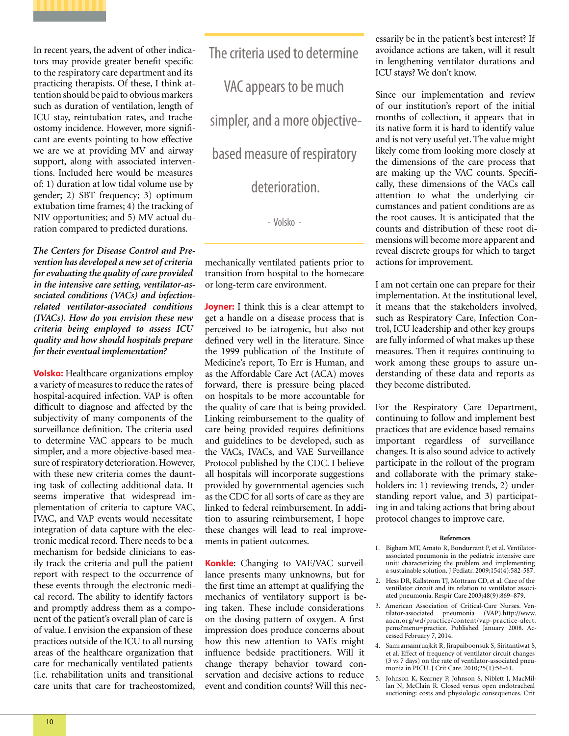In recent years, the advent of other indicators may provide greater benefit specific to the respiratory care department and its practicing therapists. Of these, I think attention should be paid to obvious markers such as duration of ventilation, length of ICU stay, reintubation rates, and tracheostomy incidence. However, more significant are events pointing to how effective we are we at providing MV and airway support, along with associated interventions. Included here would be measures of: 1) duration at low tidal volume use by gender; 2) SBT frequency; 3) optimum extubation time frames; 4) the tracking of NIV opportunities; and 5) MV actual duration compared to predicted durations.

***The Centers for Disease Control and Prevention has developed a new set of criteria for evaluating the quality of care provided in the intensive care setting, ventilator-associated conditions (VACs) and infection-related ventilator-associated conditions (IVACs). How do you envision these new criteria being employed to assess ICU quality and how should hospitals prepare for their eventual implementation?***

**Volsko:** Healthcare organizations employ a variety of measures to reduce the rates of hospital-acquired infection. VAP is often difficult to diagnose and affected by the subjectivity of many components of the surveillance definition. The criteria used to determine VAC appears to be much simpler, and a more objective-based measure of respiratory deterioration. However, with these new criteria comes the daunting task of collecting additional data. It seems imperative that widespread implementation of criteria to capture VAC, IVAC, and VAP events would necessitate integration of data capture with the electronic medical record. There needs to be a mechanism for bedside clinicians to easily track the criteria and pull the patient report with respect to the occurrence of these events through the electronic medical record. The ability to identify factors and promptly address them as a component of the patient's overall plan of care is of value. I envision the expansion of these practices outside of the ICU to all nursing areas of the healthcare organization that care for mechanically ventilated patients (i.e. rehabilitation units and transitional care units that care for tracheostomized, mechanically ventilated patients prior to transition from hospital to the homecare or long-term care environment.

> The criteria used to determine VAC appears to be much simpler, and a more objective-based measure of respiratory deterioration.
>
> \- Volsko -

**Joyner:** I think this is a clear attempt to get a handle on a disease process that is perceived to be iatrogenic, but also not defined very well in the literature. Since the 1999 publication of the Institute of Medicine's report, To Err is Human, and as the Affordable Care Act (ACA) moves forward, there is pressure being placed on hospitals to be more accountable for the quality of care that is being provided. Linking reimbursement to the quality of care being provided requires definitions and guidelines to be developed, such as the VACs, IVACs, and VAE Surveillance Protocol published by the CDC. I believe all hospitals will incorporate suggestions provided by governmental agencies such as the CDC for all sorts of care as they are linked to federal reimbursement. In addition to assuring reimbursement, I hope these changes will lead to real improvements in patient outcomes.

**Konkle**: Changing to VAE/VAC surveillance presents many unknowns, but for the first time an attempt at qualifying the mechanics of ventilatory support is being taken. These include considerations on the dosing pattern of oxygen. A first impression does produce concerns about how this new attention to VAEs might influence bedside practitioners. Will it change therapy behavior toward conservation and decisive actions to reduce event and condition counts? Will this necessarily be in the patient's best interest? If avoidance actions are taken, will it result in lengthening ventilator durations and ICU stays? We don't know.

Since our implementation and review of our institution's report of the initial months of collection, it appears that in its native form it is hard to identify value and is not very useful yet. The value might likely come from looking more closely at the dimensions of the care process that are making up the VAC counts. Specifically, these dimensions of the VACs call attention to what the underlying circumstances and patient conditions are as the root causes. It is anticipated that the counts and distribution of these root dimensions will become more apparent and reveal discrete groups for which to target actions for improvement.

I am not certain one can prepare for their implementation. At the institutional level, it means that the stakeholders involved, such as Respiratory Care, Infection Control, ICU leadership and other key groups are fully informed of what makes up these measures. Then it requires continuing to work among these groups to assure understanding of these data and reports as they become distributed.

For the Respiratory Care Department, continuing to follow and implement best practices that are evidence based remains important regardless of surveillance changes. It is also sound advice to actively participate in the rollout of the program and collaborate with the primary stakeholders in: 1) reviewing trends, 2) understanding report value, and 3) participating in and taking actions that bring about protocol changes to improve care.

#### References

1. Bigham MT, Amato R, Bondurrant P, et al. Ventilator-associated pneumonia in the pediatric intensive care unit: characterizing the problem and implementing a sustainable solution. J Pediatr. 2009;154(4):582-587.
2. Hess DR, Kallstrom TJ, Mottram CD, et al. Care of the ventilator circuit and its relation to ventilator associated pneumonia. Respir Care 2003;48(9):869–879.
3. American Association of Critical-Care Nurses. Ventilator-associated pneumonia (VAP).http://www.aacn.org/wd/practice/content/vap-practice-alert.pcms?menu=practice. Published January 2008. Accessed February 7, 2014.
4. Samransamruajkit R, Jirapaiboonsuk S, Siritantiwat S, et al. Effect of frequency of ventilator circuit changes (3 vs 7 days) on the rate of ventilator-associated pneumonia in PICU. J Crit Care. 2010;25(1):56-61.
5. Johnson K, Kearney P, Johnson S, Niblett J, MacMillan N, McClain R. Closed versus open endotracheal suctioning: costs and physiologic consequences. Crit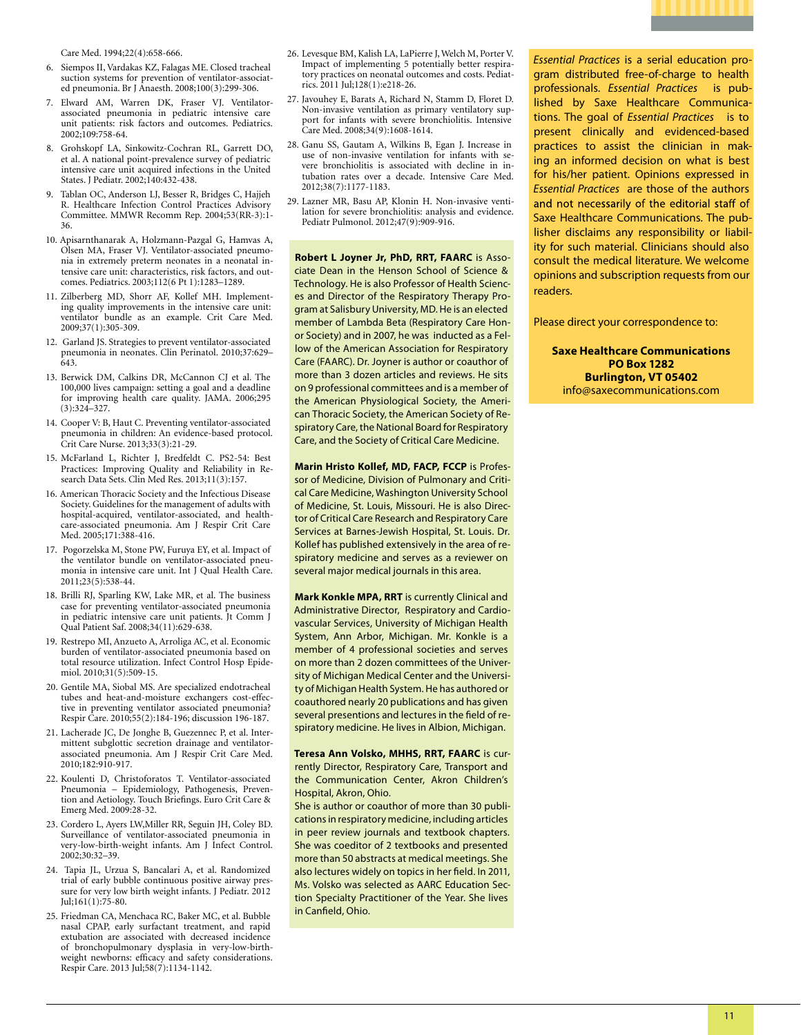Care Med. 1994;22(4):658-666.

6. Siempos II, Vardakas KZ, Falagas ME. Closed tracheal suction systems for prevention of ventilator-associated pneumonia. Br J Anaesth. 2008;100(3):299-306.
7. Elward AM, Warren DK, Fraser VJ. Ventilator-associated pneumonia in pediatric intensive care unit patients: risk factors and outcomes. Pediatrics. 2002;109:758-64.
8. Grohskopf LA, Sinkowitz-Cochran RL, Garrett DO, et al. A national point-prevalence survey of pediatric intensive care unit acquired infections in the United States. J Pediatr. 2002;140:432-438.
9. Tablan OC, Anderson LJ, Besser R, Bridges C, Hajjeh R. Healthcare Infection Control Practices Advisory Committee. MMWR Recomm Rep. 2004;53(RR-3):1-36.
10. Apisarnthanarak A, Holzmann-Pazgal G, Hamvas A, Olsen MA, Fraser VJ. Ventilator-associated pneumonia in extremely preterm neonates in a neonatal intensive care unit: characteristics, risk factors, and outcomes. Pediatrics. 2003;112(6 Pt 1):1283–1289.
11. Zilberberg MD, Shorr AF, Kollef MH. Implementing quality improvements in the intensive care unit: ventilator bundle as an example. Crit Care Med. 2009;37(1):305-309.
12. Garland JS. Strategies to prevent ventilator-associated pneumonia in neonates. Clin Perinatol. 2010;37:629–643.
13. Berwick DM, Calkins DR, McCannon CJ et al. The 100,000 lives campaign: setting a goal and a deadline for improving health care quality. JAMA. 2006;295 (3):324–327.
14. Cooper V: B, Haut C. Preventing ventilator-associated pneumonia in children: An evidence-based protocol. Crit Care Nurse. 2013;33(3):21-29.
15. McFarland L, Richter J, Bredfeldt C. PS2-54: Best Practices: Improving Quality and Reliability in Research Data Sets. Clin Med Res. 2013;11(3):157.
16. American Thoracic Society and the Infectious Disease Society. Guidelines for the management of adults with hospital-acquired, ventilator-associated, and healthcare-associated pneumonia. Am J Respir Crit Care Med. 2005;171:388-416.
17. Pogorzelska M, Stone PW, Furuya EY, et al. Impact of the ventilator bundle on ventilator-associated pneumonia in intensive care unit. Int J Qual Health Care. 2011;23(5):538-44.
18. Brilli RJ, Sparling KW, Lake MR, et al. The business case for preventing ventilator-associated pneumonia in pediatric intensive care unit patients. Jt Comm J Qual Patient Saf. 2008;34(11):629-638.
19. Restrepo MI, Anzueto A, Arroliga AC, et al. Economic burden of ventilator-associated pneumonia based on total resource utilization. Infect Control Hosp Epidemiol. 2010;31(5):509-15.
20. Gentile MA, Siobal MS. Are specialized endotracheal tubes and heat-and-moisture exchangers cost-effective in preventing ventilator associated pneumonia? Respir Care. 2010;55(2):184-196; discussion 196-187.
21. Lacherade JC, De Jonghe B, Guezennec P, et al. Intermittent subglottic secretion drainage and ventilator-associated pneumonia. Am J Respir Crit Care Med. 2010;182:910-917.
22. Koulenti D, Christoforatos T. Ventilator-associated Pneumonia – Epidemiology, Pathogenesis, Prevention and Aetiology. Touch Briefings. Euro Crit Care & Emerg Med. 2009:28-32.
23. Cordero L, Ayers LW,Miller RR, Seguin JH, Coley BD. Surveillance of ventilator-associated pneumonia in very-low-birth-weight infants. Am J Infect Control. 2002;30:32–39.
24. Tapia JL, Urzua S, Bancalari A, et al. Randomized trial of early bubble continuous positive airway pressure for very low birth weight infants. J Pediatr. 2012 Jul;161(1):75-80.
25. Friedman CA, Menchaca RC, Baker MC, et al. Bubble nasal CPAP, early surfactant treatment, and rapid extubation are associated with decreased incidence of bronchopulmonary dysplasia in very-low-birth-weight newborns: efficacy and safety considerations. Respir Care. 2013 Jul;58(7):1134-1142.
26. Levesque BM, Kalish LA, LaPierre J, Welch M, Porter V. Impact of implementing 5 potentially better respiratory practices on neonatal outcomes and costs. Pediatrics. 2011 Jul;128(1):e218-26.
27. Javouhey E, Barats A, Richard N, Stamm D, Floret D. Non-invasive ventilation as primary ventilatory support for infants with severe bronchiolitis. Intensive Care Med. 2008;34(9):1608-1614.
28. Ganu SS, Gautam A, Wilkins B, Egan J. Increase in use of non-invasive ventilation for infants with severe bronchiolitis is associated with decline in intubation rates over a decade. Intensive Care Med. 2012;38(7):1177-1183.
29. Lazner MR, Basu AP, Klonin H. Non-invasive ventilation for severe bronchiolitis: analysis and evidence. Pediatr Pulmonol. 2012;47(9):909-916.

**Robert L Joyner Jr, PhD, RRT, FAARC** is Associate Dean in the Henson School of Science & Technology. He is also Professor of Health Sciences and Director of the Respiratory Therapy Program at Salisbury University, MD. He is an elected member of Lambda Beta (Respiratory Care Honor Society) and in 2007, he was inducted as a Fellow of the American Association for Respiratory Care (FAARC). Dr. Joyner is author or coauthor of more than 3 dozen articles and reviews. He sits on 9 professional committees and is a member of the American Physiological Society, the American Thoracic Society, the American Society of Respiratory Care, the National Board for Respiratory Care, and the Society of Critical Care Medicine.

**Marin Hristo Kollef, MD, FACP, FCCP** is Professor of Medicine, Division of Pulmonary and Critical Care Medicine, Washington University School of Medicine, St. Louis, Missouri. He is also Director of Critical Care Research and Respiratory Care Services at Barnes-Jewish Hospital, St. Louis. Dr. Kollef has published extensively in the area of respiratory medicine and serves as a reviewer on several major medical journals in this area.

**Mark Konkle MPA, RRT** is currently Clinical and Administrative Director, Respiratory and Cardiovascular Services, University of Michigan Health System, Ann Arbor, Michigan. Mr. Konkle is a member of 4 professional societies and serves on more than 2 dozen committees of the University of Michigan Medical Center and the University of Michigan Health System. He has authored or coauthored nearly 20 publications and has given several presentions and lectures in the field of respiratory medicine. He lives in Albion, Michigan.

**Teresa Ann Volsko, MHHS, RRT, FAARC** is currently Director, Respiratory Care, Transport and the Communication Center, Akron Children's Hospital, Akron, Ohio.
She is author or coauthor of more than 30 publications in respiratory medicine, including articles in peer review journals and textbook chapters. She was coeditor of 2 textbooks and presented more than 50 abstracts at medical meetings. She also lectures widely on topics in her field. In 2011, Ms. Volsko was selected as AARC Education Section Specialty Practitioner of the Year. She lives in Canfield, Ohio.

*Essential Practices* is a serial education program distributed free-of-charge to health professionals. *Essential Practices* is published by Saxe Healthcare Communications. The goal of *Essential Practices* is to present clinically and evidenced-based practices to assist the clinician in making an informed decision on what is best for his/her patient. Opinions expressed in *Essential Practices* are those of the authors and not necessarily of the editorial staff of Saxe Healthcare Communications. The publisher disclaims any responsibility or liability for such material. Clinicians should also consult the medical literature. We welcome opinions and subscription requests from our readers.

Please direct your correspondence to:

**Saxe Healthcare Communications**
**PO Box 1282**
**Burlington, VT 05402**
info@saxecommunications.com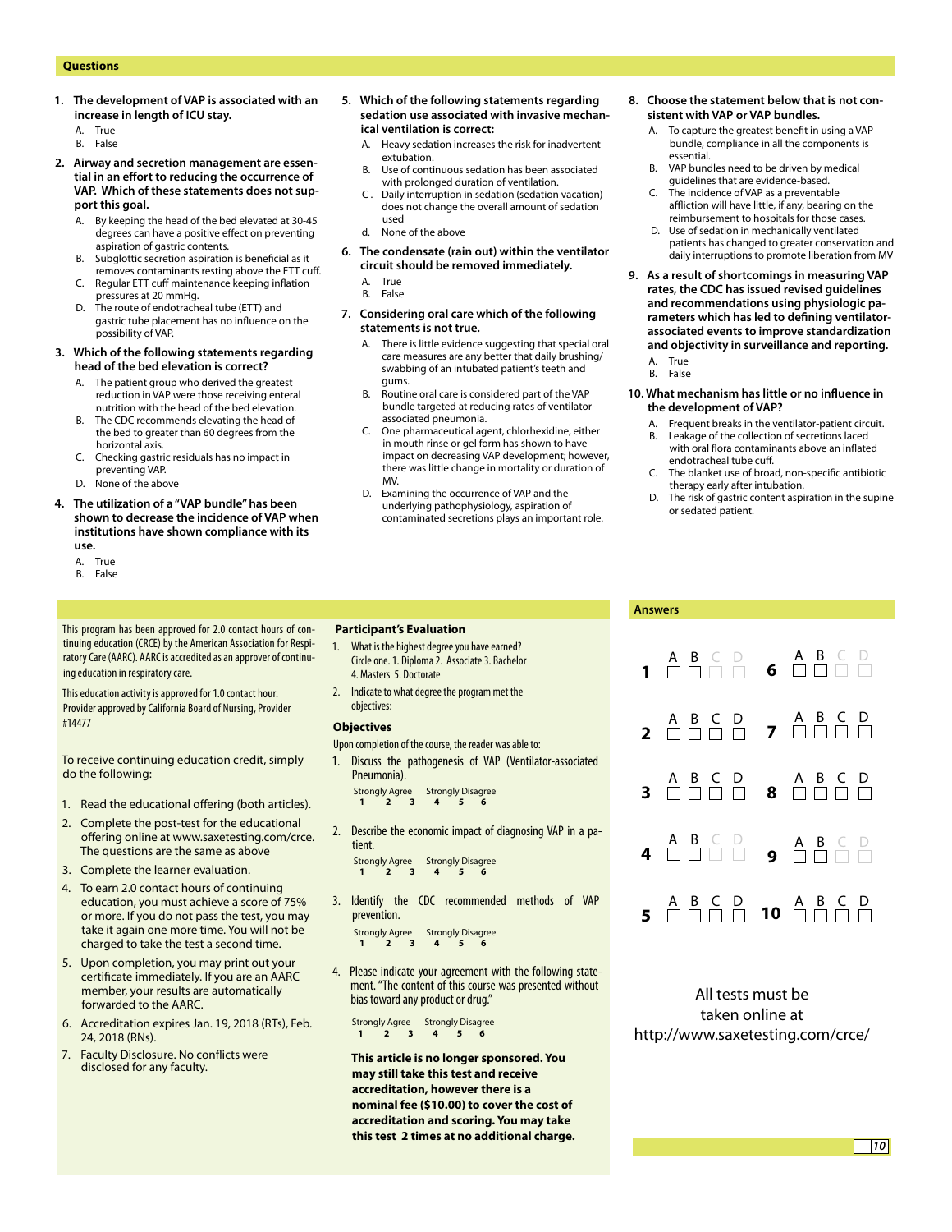## Questions

1. **The development of VAP is associated with an increase in length of ICU stay.**
   A. True
   B. False

2. **Airway and secretion management are essential in an effort to reducing the occurrence of VAP. Which of these statements does not support this goal.**
   A. By keeping the head of the bed elevated at 30-45 degrees can have a positive effect on preventing aspiration of gastric contents.
   B. Subglottic secretion aspiration is beneficial as it removes contaminants resting above the ETT cuff.
   C. Regular ETT cuff maintenance keeping inflation pressures at 20 mmHg.
   D. The route of endotracheal tube (ETT) and gastric tube placement has no influence on the possibility of VAP.

3. **Which of the following statements regarding head of the bed elevation is correct?**
   A. The patient group who derived the greatest reduction in VAP were those receiving enteral nutrition with the head of the bed elevation.
   B. The CDC recommends elevating the head of the bed to greater than 60 degrees from the horizontal axis.
   C. Checking gastric residuals has no impact in preventing VAP.
   D. None of the above

4. **The utilization of a "VAP bundle" has been shown to decrease the incidence of VAP when institutions have shown compliance with its use.**
   A. True
   B. False

5. **Which of the following statements regarding sedation use associated with invasive mechanical ventilation is correct:**
   A. Heavy sedation increases the risk for inadvertent extubation.
   B. Use of continuous sedation has been associated with prolonged duration of ventilation.
   C. Daily interruption in sedation (sedation vacation) does not change the overall amount of sedation used
   d. None of the above

6. **The condensate (rain out) within the ventilator circuit should be removed immediately.**
   A. True
   B. False

7. **Considering oral care which of the following statements is not true.**
   A. There is little evidence suggesting that special oral care measures are any better that daily brushing/swabbing of an intubated patient's teeth and gums.
   B. Routine oral care is considered part of the VAP bundle targeted at reducing rates of ventilator-associated pneumonia.
   C. One pharmaceutical agent, chlorhexidine, either in mouth rinse or gel form has shown to have impact on decreasing VAP development; however, there was little change in mortality or duration of MV.
   D. Examining the occurrence of VAP and the underlying pathophysiology, aspiration of contaminated secretions plays an important role.

8. **Choose the statement below that is not consistent with VAP or VAP bundles.**
   A. To capture the greatest benefit in using a VAP bundle, compliance in all the components is essential.
   B. VAP bundles need to be driven by medical guidelines that are evidence-based.
   C. The incidence of VAP as a preventable affliction will have little, if any, bearing on the reimbursement to hospitals for those cases.
   D. Use of sedation in mechanically ventilated patients has changed to greater conservation and daily interruptions to promote liberation from MV

9. **As a result of shortcomings in measuring VAP rates, the CDC has issued revised guidelines and recommendations using physiologic parameters which has led to defining ventilator-associated events to improve standardization and objectivity in surveillance and reporting.**
   A. True
   B. False

10. **What mechanism has little or no influence in the development of VAP?**
    A. Frequent breaks in the ventilator-patient circuit.
    B. Leakage of the collection of secretions laced with oral flora contaminants above an inflated endotracheal tube cuff.
    C. The blanket use of broad, non-specific antibiotic therapy early after intubation.
    D. The risk of gastric content aspiration in the supine or sedated patient.

This program has been approved for 2.0 contact hours of continuing education (CRCE) by the American Association for Respiratory Care (AARC). AARC is accredited as an approver of continuing education in respiratory care.

This education activity is approved for 1.0 contact hour. Provider approved by California Board of Nursing, Provider #14477

To receive continuing education credit, simply do the following:

1. Read the educational offering (both articles).
2. Complete the post-test for the educational offering online at www.saxetesting.com/crce. The questions are the same as above
3. Complete the learner evaluation.
4. To earn 2.0 contact hours of continuing education, you must achieve a score of 75% or more. If you do not pass the test, you may take it again one more time. You will not be charged to take the test a second time.
5. Upon completion, you may print out your certificate immediately. If you are an AARC member, your results are automatically forwarded to the AARC.
6. Accreditation expires Jan. 19, 2018 (RTs), Feb. 24, 2018 (RNs).
7. Faculty Disclosure. No conflicts were disclosed for any faculty.

### Participant's Evaluation

1. What is the highest degree you have earned? Circle one. 1. Diploma 2. Associate 3. Bachelor 4. Masters 5. Doctorate
2. Indicate to what degree the program met the objectives:

### Objectives

Upon completion of the course, the reader was able to:

1. Discuss the pathogenesis of VAP (Ventilator-associated Pneumonia).
   Strongly Agree Strongly Disagree
   1 2 3 4 5 6
2. Describe the economic impact of diagnosing VAP in a patient.
   Strongly Agree Strongly Disagree
   1 2 3 4 5 6
3. Identify the CDC recommended methods of VAP prevention.
   Strongly Agree Strongly Disagree
   1 2 3 4 5 6
4. Please indicate your agreement with the following statement. "The content of this course was presented without bias toward any product or drug."
   Strongly Agree Strongly Disagree
   1 2 3 4 5 6

**This article is no longer sponsored. You may still take this test and receive accreditation, however there is a nominal fee ($10.00) to cover the cost of accreditation and scoring. You may take this test 2 times at no additional charge.**

## Answers

| | A | B | C | D |
|---|---|---|---|---|
| 1 | ☐ | ☐ | ☐ | ☐ |
| 2 | ☐ | ☐ | ☐ | ☐ |
| 3 | ☐ | ☐ | ☐ | ☐ |
| 4 | ☐ | ☐ | ☐ | ☐ |
| 5 | ☐ | ☐ | ☐ | ☐ |
| 6 | ☐ | ☐ | ☐ | ☐ |
| 7 | ☐ | ☐ | ☐ | ☐ |
| 8 | ☐ | ☐ | ☐ | ☐ |
| 9 | ☐ | ☐ | ☐ | ☐ |
| 10 | ☐ | ☐ | ☐ | ☐ |

All tests must be taken online at http://www.saxetesting.com/crce/